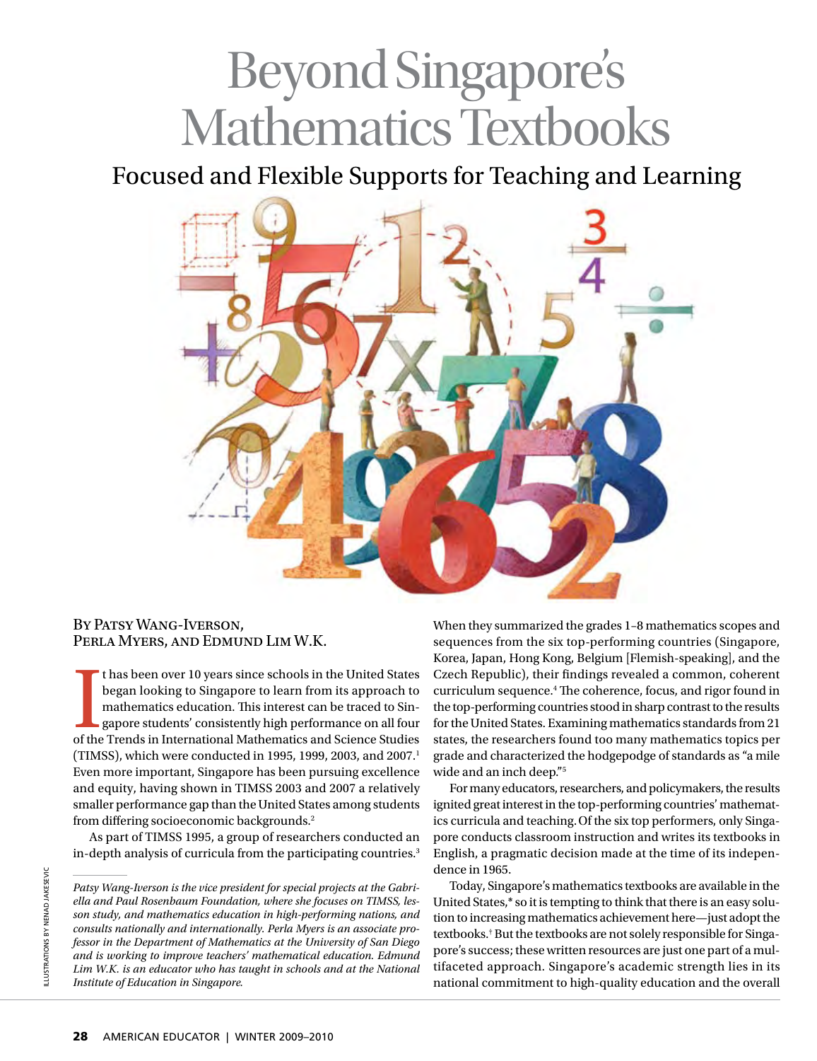# Beyond Singapore's Mathematics Textbooks

## Focused and Flexible Supports for Teaching and Learning

By Patsy Wang-Iverson, Perla Myers, and Edmund Lim W.K.

It has been over 10 years since schools in the United States began looking to Singapore to learn from its approach to mathematics education. This interest can be traced to Singapore students' consistently high performance on all four of the Trends in International Mathematics and Science Studies (TIMSS), which were conducted in 1995, 1999, 2003, and 2007.[1] Even more important, Singapore has been pursuing excellence and equity, having shown in TIMSS 2003 and 2007 a relatively smaller performance gap than the United States among students from differing socioeconomic backgrounds.[2]

As part of TIMSS 1995, a group of researchers conducted an in-depth analysis of curricula from the participating countries.[3] When they summarized the grades 1–8 mathematics scopes and sequences from the six top-performing countries (Singapore, Korea, Japan, Hong Kong, Belgium [Flemish-speaking], and the Czech Republic), their findings revealed a common, coherent curriculum sequence.[4] The coherence, focus, and rigor found in the top-performing countries stood in sharp contrast to the results for the United States. Examining mathematics standards from 21 states, the researchers found too many mathematics topics per grade and characterized the hodgepodge of standards as "a mile wide and an inch deep."[5]

For many educators, researchers, and policymakers, the results ignited great interest in the top-performing countries' mathematics curricula and teaching. Of the six top performers, only Singapore conducts classroom instruction and writes its textbooks in English, a pragmatic decision made at the time of its independence in 1965.

Today, Singapore's mathematics textbooks are available in the United States,* so it is tempting to think that there is an easy solution to increasing mathematics achievement here—just adopt the textbooks.† But the textbooks are not solely responsible for Singapore's success; these written resources are just one part of a multifaceted approach. Singapore's academic strength lies in its national commitment to high-quality education and the overall

---

*Patsy Wang-Iverson is the vice president for special projects at the Gabriella and Paul Rosenbaum Foundation, where she focuses on TIMSS, lesson study, and mathematics education in high-performing nations, and consults nationally and internationally. Perla Myers is an associate professor in the Department of Mathematics at the University of San Diego and is working to improve teachers' mathematical education. Edmund Lim W.K. is an educator who has taught in schools and at the National Institute of Education in Singapore.*

ILLUSTRATIONS BY NENAD JAKESEVIC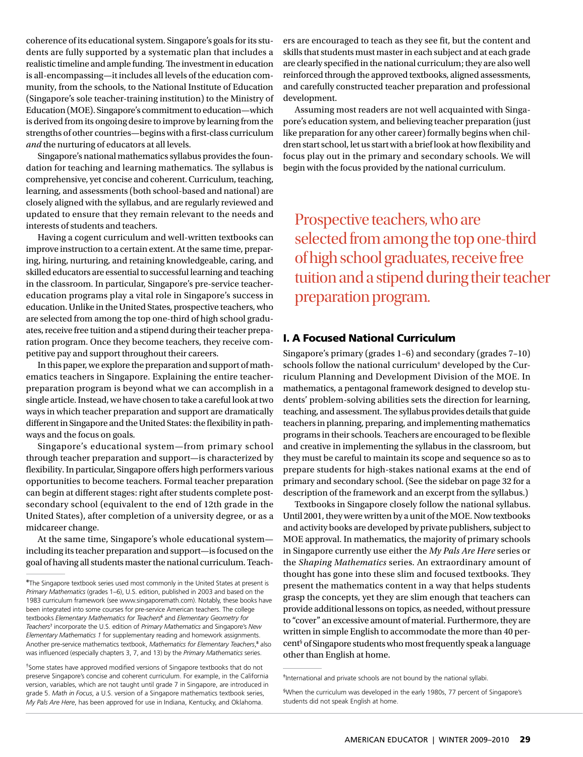coherence of its educational system. Singapore's goals for its students are fully supported by a systematic plan that includes a realistic timeline and ample funding. The investment in education is all-encompassing—it includes all levels of the education community, from the schools, to the National Institute of Education (Singapore's sole teacher-training institution) to the Ministry of Education (MOE). Singapore's commitment to education—which is derived from its ongoing desire to improve by learning from the strengths of other countries—begins with a first-class curriculum *and* the nurturing of educators at all levels.

Singapore's national mathematics syllabus provides the foundation for teaching and learning mathematics. The syllabus is comprehensive, yet concise and coherent. Curriculum, teaching, learning, and assessments (both school-based and national) are closely aligned with the syllabus, and are regularly reviewed and updated to ensure that they remain relevant to the needs and interests of students and teachers.

Having a cogent curriculum and well-written textbooks can improve instruction to a certain extent. At the same time, preparing, hiring, nurturing, and retaining knowledgeable, caring, and skilled educators are essential to successful learning and teaching in the classroom. In particular, Singapore's pre-service teacher-education programs play a vital role in Singapore's success in education. Unlike in the United States, prospective teachers, who are selected from among the top one-third of high school graduates, receive free tuition and a stipend during their teacher preparation program. Once they become teachers, they receive competitive pay and support throughout their careers.

In this paper, we explore the preparation and support of mathematics teachers in Singapore. Explaining the entire teacher-preparation program is beyond what we can accomplish in a single article. Instead, we have chosen to take a careful look at two ways in which teacher preparation and support are dramatically different in Singapore and the United States: the flexibility in pathways and the focus on goals.

Singapore's educational system—from primary school through teacher preparation and support—is characterized by flexibility. In particular, Singapore offers high performers various opportunities to become teachers. Formal teacher preparation can begin at different stages: right after students complete post-secondary school (equivalent to the end of 12th grade in the United States), after completion of a university degree, or as a midcareer change.

At the same time, Singapore's whole educational system—including its teacher preparation and support—is focused on the goal of having all students master the national curriculum. Teachers are encouraged to teach as they see fit, but the content and skills that students must master in each subject and at each grade are clearly specified in the national curriculum; they are also well reinforced through the approved textbooks, aligned assessments, and carefully constructed teacher preparation and professional development.

Assuming most readers are not well acquainted with Singapore's education system, and believing teacher preparation (just like preparation for any other career) formally begins when children start school, let us start with a brief look at how flexibility and focus play out in the primary and secondary schools. We will begin with the focus provided by the national curriculum.

> Prospective teachers, who are selected from among the top one-third of high school graduates, receive free tuition and a stipend during their teacher preparation program.

## I. A Focused National Curriculum

Singapore's primary (grades 1–6) and secondary (grades 7–10) schools follow the national curriculum[‡] developed by the Curriculum Planning and Development Division of the MOE. In mathematics, a pentagonal framework designed to develop students' problem-solving abilities sets the direction for learning, teaching, and assessment. The syllabus provides details that guide teachers in planning, preparing, and implementing mathematics programs in their schools. Teachers are encouraged to be flexible and creative in implementing the syllabus in the classroom, but they must be careful to maintain its scope and sequence so as to prepare students for high-stakes national exams at the end of primary and secondary school. (See the sidebar on page 32 for a description of the framework and an excerpt from the syllabus.)

Textbooks in Singapore closely follow the national syllabus. Until 2001, they were written by a unit of the MOE. Now textbooks and activity books are developed by private publishers, subject to MOE approval. In mathematics, the majority of primary schools in Singapore currently use either the *My Pals Are Here* series or the *Shaping Mathematics* series. An extraordinary amount of thought has gone into these slim and focused textbooks. They present the mathematics content in a way that helps students grasp the concepts, yet they are slim enough that teachers can provide additional lessons on topics, as needed, without pressure to "cover" an excessive amount of material. Furthermore, they are written in simple English to accommodate the more than 40 percent[§] of Singapore students who most frequently speak a language other than English at home.

---

*The Singapore textbook series used most commonly in the United States at present is *Primary Mathematics* (grades 1–6), U.S. edition, published in 2003 and based on the 1983 curriculum framework (see www.singaporemath.com). Notably, these books have been integrated into some courses for pre-service American teachers. The college textbooks *Elementary Mathematics for Teachers*[6] and *Elementary Geometry for Teachers*[7] incorporate the U.S. edition of *Primary Mathematics* and Singapore's *New Elementary Mathematics 1* for supplementary reading and homework assignments. Another pre-service mathematics textbook, *Mathematics for Elementary Teachers*,[8] also was influenced (especially chapters 3, 7, and 13) by the *Primary Mathematics* series.

†Some states have approved modified versions of Singapore textbooks that do not preserve Singapore's concise and coherent curriculum. For example, in the California version, variables, which are not taught until grade 7 in Singapore, are introduced in grade 5. *Math in Focus*, a U.S. version of a Singapore mathematics textbook series, *My Pals Are Here*, has been approved for use in Indiana, Kentucky, and Oklahoma.

‡International and private schools are not bound by the national syllabi.

§When the curriculum was developed in the early 1980s, 77 percent of Singapore's students did not speak English at home.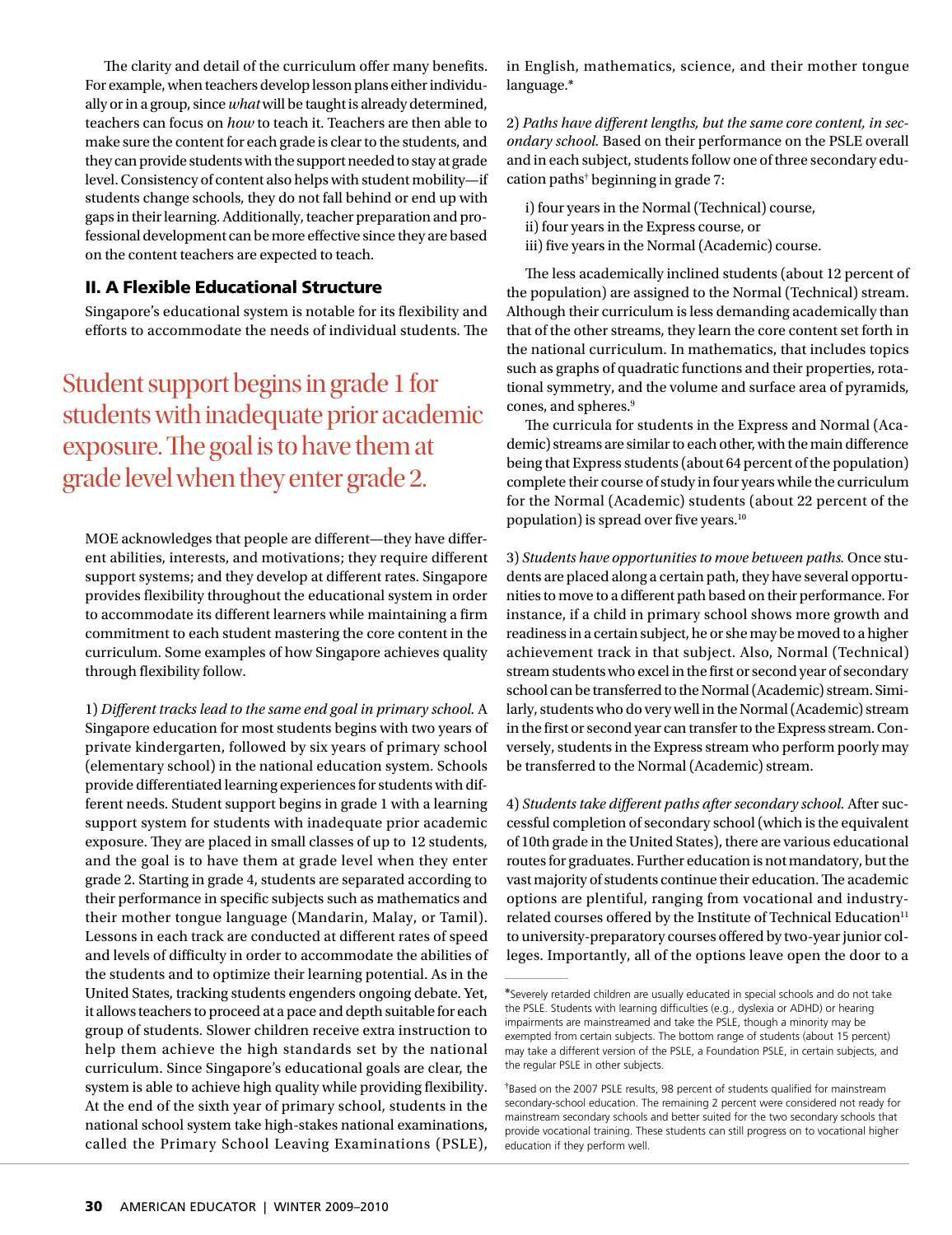The clarity and detail of the curriculum offer many benefits. For example, when teachers develop lesson plans either individually or in a group, since *what* will be taught is already determined, teachers can focus on *how* to teach it. Teachers are then able to make sure the content for each grade is clear to the students, and they can provide students with the support needed to stay at grade level. Consistency of content also helps with student mobility—if students change schools, they do not fall behind or end up with gaps in their learning. Additionally, teacher preparation and professional development can be more effective since they are based on the content teachers are expected to teach.

## II. A Flexible Educational Structure

Singapore's educational system is notable for its flexibility and efforts to accommodate the needs of individual students. The MOE acknowledges that people are different—they have different abilities, interests, and motivations; they require different support systems; and they develop at different rates. Singapore provides flexibility throughout the educational system in order to accommodate its different learners while maintaining a firm commitment to each student mastering the core content in the curriculum. Some examples of how Singapore achieves quality through flexibility follow.

> Student support begins in grade 1 for students with inadequate prior academic exposure. The goal is to have them at grade level when they enter grade 2.

1) *Different tracks lead to the same end goal in primary school.* A Singapore education for most students begins with two years of private kindergarten, followed by six years of primary school (elementary school) in the national education system. Schools provide differentiated learning experiences for students with different needs. Student support begins in grade 1 with a learning support system for students with inadequate prior academic exposure. They are placed in small classes of up to 12 students, and the goal is to have them at grade level when they enter grade 2. Starting in grade 4, students are separated according to their performance in specific subjects such as mathematics and their mother tongue language (Mandarin, Malay, or Tamil). Lessons in each track are conducted at different rates of speed and levels of difficulty in order to accommodate the abilities of the students and to optimize their learning potential. As in the United States, tracking students engenders ongoing debate. Yet, it allows teachers to proceed at a pace and depth suitable for each group of students. Slower children receive extra instruction to help them achieve the high standards set by the national curriculum. Since Singapore's educational goals are clear, the system is able to achieve high quality while providing flexibility. At the end of the sixth year of primary school, students in the national school system take high-stakes national examinations, called the Primary School Leaving Examinations (PSLE), in English, mathematics, science, and their mother tongue language.*

2) *Paths have different lengths, but the same core content, in secondary school.* Based on their performance on the PSLE overall and in each subject, students follow one of three secondary education paths† beginning in grade 7:

i) four years in the Normal (Technical) course,
ii) four years in the Express course, or
iii) five years in the Normal (Academic) course.

The less academically inclined students (about 12 percent of the population) are assigned to the Normal (Technical) stream. Although their curriculum is less demanding academically than that of the other streams, they learn the core content set forth in the national curriculum. In mathematics, that includes topics such as graphs of quadratic functions and their properties, rotational symmetry, and the volume and surface area of pyramids, cones, and spheres.[9]

The curricula for students in the Express and Normal (Academic) streams are similar to each other, with the main difference being that Express students (about 64 percent of the population) complete their course of study in four years while the curriculum for the Normal (Academic) students (about 22 percent of the population) is spread over five years.[10]

3) *Students have opportunities to move between paths.* Once students are placed along a certain path, they have several opportunities to move to a different path based on their performance. For instance, if a child in primary school shows more growth and readiness in a certain subject, he or she may be moved to a higher achievement track in that subject. Also, Normal (Technical) stream students who excel in the first or second year of secondary school can be transferred to the Normal (Academic) stream. Similarly, students who do very well in the Normal (Academic) stream in the first or second year can transfer to the Express stream. Conversely, students in the Express stream who perform poorly may be transferred to the Normal (Academic) stream.

4) *Students take different paths after secondary school.* After successful completion of secondary school (which is the equivalent of 10th grade in the United States), there are various educational routes for graduates. Further education is not mandatory, but the vast majority of students continue their education. The academic options are plentiful, ranging from vocational and industry-related courses offered by the Institute of Technical Education[11] to university-preparatory courses offered by two-year junior colleges. Importantly, all of the options leave open the door to a

---

*Severely retarded children are usually educated in special schools and do not take the PSLE. Students with learning difficulties (e.g., dyslexia or ADHD) or hearing impairments are mainstreamed and take the PSLE, though a minority may be exempted from certain subjects. The bottom range of students (about 15 percent) may take a different version of the PSLE, a Foundation PSLE, in certain subjects, and the regular PSLE in other subjects.

†Based on the 2007 PSLE results, 98 percent of students qualified for mainstream secondary-school education. The remaining 2 percent were considered not ready for mainstream secondary schools and better suited for the two secondary schools that provide vocational training. These students can still progress on to vocational higher education if they perform well.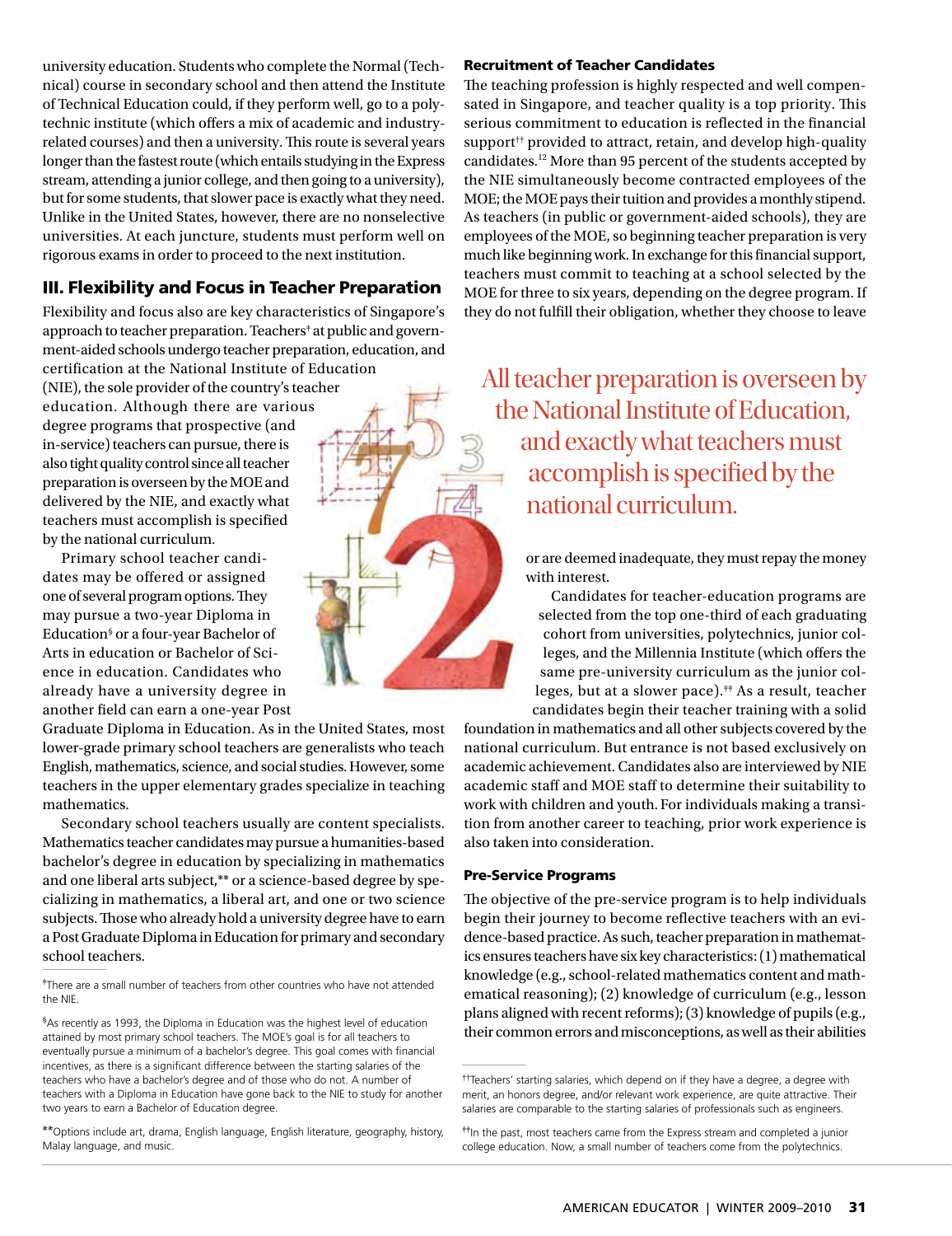university education. Students who complete the Normal (Technical) course in secondary school and then attend the Institute of Technical Education could, if they perform well, go to a polytechnic institute (which offers a mix of academic and industry-related courses) and then a university. This route is several years longer than the fastest route (which entails studying in the Express stream, attending a junior college, and then going to a university), but for some students, that slower pace is exactly what they need. Unlike in the United States, however, there are no nonselective universities. At each juncture, students must perform well on rigorous exams in order to proceed to the next institution.

## III. Flexibility and Focus in Teacher Preparation

Flexibility and focus also are key characteristics of Singapore's approach to teacher preparation. Teachers[‡] at public and government-aided schools undergo teacher preparation, education, and certification at the National Institute of Education (NIE), the sole provider of the country's teacher education. Although there are various degree programs that prospective (and in-service) teachers can pursue, there is also tight quality control since all teacher preparation is overseen by the MOE and delivered by the NIE, and exactly what teachers must accomplish is specified by the national curriculum.

Primary school teacher candidates may be offered or assigned one of several program options. They may pursue a two-year Diploma in Education[§] or a four-year Bachelor of Arts in Education or Bachelor of Science in education. Candidates who already have a university degree in another field can earn a one-year Post Graduate Diploma in Education. As in the United States, most lower-grade primary school teachers are generalists who teach English, mathematics, science, and social studies. However, some teachers in the upper elementary grades specialize in teaching mathematics.

Secondary school teachers usually are content specialists. Mathematics teacher candidates may pursue a humanities-based bachelor's degree in education by specializing in mathematics and one liberal arts subject,[**] or a science-based degree by specializing in mathematics, a liberal art, and one or two science subjects. Those who already hold a university degree have to earn a Post Graduate Diploma in Education for primary and secondary school teachers.

### Recruitment of Teacher Candidates

The teaching profession is highly respected and well compensated in Singapore, and teacher quality is a top priority. This serious commitment to education is reflected in the financial support[††] provided to attract, retain, and develop high-quality candidates.[12] More than 95 percent of the students accepted by the NIE simultaneously become contracted employees of the MOE; the MOE pays their tuition and provides a monthly stipend. As teachers (in public or government-aided schools), they are employees of the MOE, so beginning teacher preparation is very much like beginning work. In exchange for this financial support, teachers must commit to teaching at a school selected by the MOE for three to six years, depending on the degree program. If they do not fulfill their obligation, whether they choose to leave or are deemed inadequate, they must repay the money with interest.

> All teacher preparation is overseen by the National Institute of Education, and exactly what teachers must accomplish is specified by the national curriculum.

Candidates for teacher-education programs are selected from the top one-third of each graduating cohort from universities, polytechnics, junior colleges, and the Millennia Institute (which offers the same pre-university curriculum as the junior colleges, but at a slower pace).[‡‡] As a result, teacher candidates begin their teacher training with a solid foundation in mathematics and all other subjects covered by the national curriculum. But entrance is not based exclusively on academic achievement. Candidates also are interviewed by NIE academic staff and MOE staff to determine their suitability to work with children and youth. For individuals making a transition from another career to teaching, prior work experience is also taken into consideration.

### Pre-Service Programs

The objective of the pre-service program is to help individuals begin their journey to become reflective teachers with an evidence-based practice. As such, teacher preparation in mathematics ensures teachers have six key characteristics: (1) mathematical knowledge (e.g., school-related mathematics content and mathematical reasoning); (2) knowledge of curriculum (e.g., lesson plans aligned with recent reforms); (3) knowledge of pupils (e.g., their common errors and misconceptions, as well as their abilities

---

[‡]There are a small number of teachers from other countries who have not attended the NIE.

[§]As recently as 1993, the Diploma in Education was the highest level of education attained by most primary school teachers. The MOE's goal is for all teachers to eventually pursue a minimum of a bachelor's degree. This goal comes with financial incentives, as there is a significant difference between the starting salaries of the teachers who have a bachelor's degree and of those who do not. A number of teachers with a Diploma in Education have gone back to the NIE to study for another two years to earn a Bachelor of Education degree.

[**]Options include art, drama, English language, English literature, geography, history, Malay language, and music.

[††]Teachers' starting salaries, which depend on if they have a degree, a degree with merit, an honors degree, and/or relevant work experience, are quite attractive. Their salaries are comparable to the starting salaries of professionals such as engineers.

[‡‡]In the past, most teachers came from the Express stream and completed a junior college education. Now, a small number of teachers come from the polytechnics.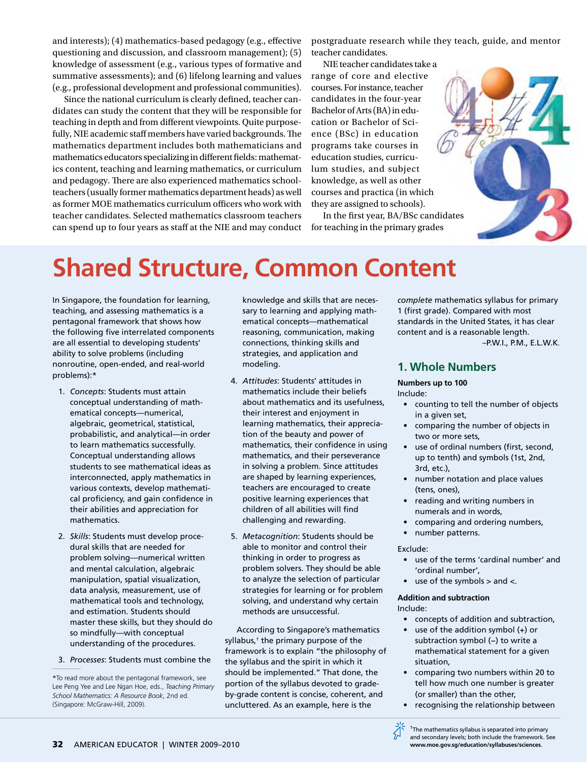and interests); (4) mathematics-based pedagogy (e.g., effective questioning and discussion, and classroom management); (5) knowledge of assessment (e.g., various types of formative and summative assessments); and (6) lifelong learning and values (e.g., professional development and professional communities).

Since the national curriculum is clearly defined, teacher candidates can study the content that they will be responsible for teaching in depth and from different viewpoints. Quite purposefully, NIE academic staff members have varied backgrounds. The mathematics department includes both mathematicians and mathematics educators specializing in different fields: mathematics content, teaching and learning mathematics, or curriculum and pedagogy. There are also experienced mathematics schoolteachers (usually former mathematics department heads) as well as former MOE mathematics curriculum officers who work with teacher candidates. Selected mathematics classroom teachers can spend up to four years as staff at the NIE and may conduct postgraduate research while they teach, guide, and mentor teacher candidates.

NIE teacher candidates take a range of core and elective courses. For instance, teacher candidates in the four-year Bachelor of Arts (BA) in education or Bachelor of Science (BSc) in education programs take courses in education studies, curriculum studies, and subject knowledge, as well as other courses and practica (in which they are assigned to schools).

In the first year, BA/BSc candidates for teaching in the primary grades

# Shared Structure, Common Content

In Singapore, the foundation for learning, teaching, and assessing mathematics is a pentagonal framework that shows how the following five interrelated components are all essential to developing students' ability to solve problems (including nonroutine, open-ended, and real-world problems):*

1. *Concepts*: Students must attain conceptual understanding of mathematical concepts—numerical, algebraic, geometrical, statistical, probabilistic, and analytical—in order to learn mathematics successfully. Conceptual understanding allows students to see mathematical ideas as interconnected, apply mathematics in various contexts, develop mathematical proficiency, and gain confidence in their abilities and appreciation for mathematics.

2. *Skills*: Students must develop procedural skills that are needed for problem solving—numerical written and mental calculation, algebraic manipulation, spatial visualization, data analysis, measurement, use of mathematical tools and technology, and estimation. Students should master these skills, but they should do so mindfully—with conceptual understanding of the procedures.

3. *Processes*: Students must combine the knowledge and skills that are necessary to learning and applying mathematical concepts—mathematical reasoning, communication, making connections, thinking skills and strategies, and application and modeling.

4. *Attitudes*: Students' attitudes in mathematics include their beliefs about mathematics and its usefulness, their interest and enjoyment in learning mathematics, their appreciation of the beauty and power of mathematics, their confidence in using mathematics, and their perseverance in solving a problem. Since attitudes are shaped by learning experiences, teachers are encouraged to create positive learning experiences that children of all abilities will find challenging and rewarding.

5. *Metacognition*: Students should be able to monitor and control their thinking in order to progress as problem solvers. They should be able to analyze the selection of particular strategies for learning or for problem solving, and understand why certain methods are unsuccessful.

According to Singapore's mathematics syllabus,† the primary purpose of the framework is to explain "the philosophy of the syllabus and the spirit in which it should be implemented." That done, the portion of the syllabus devoted to grade-by-grade content is concise, coherent, and uncluttered. As an example, here is the *complete* mathematics syllabus for primary 1 (first grade). Compared with most standards in the United States, it has clear content and is a reasonable length.

–P.W.I., P.M., E.L.W.K.

## 1. Whole Numbers

**Numbers up to 100**

Include:

- counting to tell the number of objects in a given set,
- comparing the number of objects in two or more sets,
- use of ordinal numbers (first, second, up to tenth) and symbols (1st, 2nd, 3rd, etc.),
- number notation and place values (tens, ones),
- reading and writing numbers in numerals and in words,
- comparing and ordering numbers,
- number patterns.

Exclude:

- use of the terms 'cardinal number' and 'ordinal number',
- use of the symbols > and <.

**Addition and subtraction**

Include:

- concepts of addition and subtraction,
- use of the addition symbol (+) or subtraction symbol (–) to write a mathematical statement for a given situation,
- comparing two numbers within 20 to tell how much one number is greater (or smaller) than the other,
- recognising the relationship between

*To read more about the pentagonal framework, see Lee Peng Yee and Lee Ngan Hoe, eds., *Teaching Primary School Mathematics: A Resource Book*, 2nd ed. (Singapore: McGraw-Hill, 2009).

†The mathematics syllabus is separated into primary and secondary levels; both include the framework. See **www.moe.gov.sg/education/syllabuses/sciences**.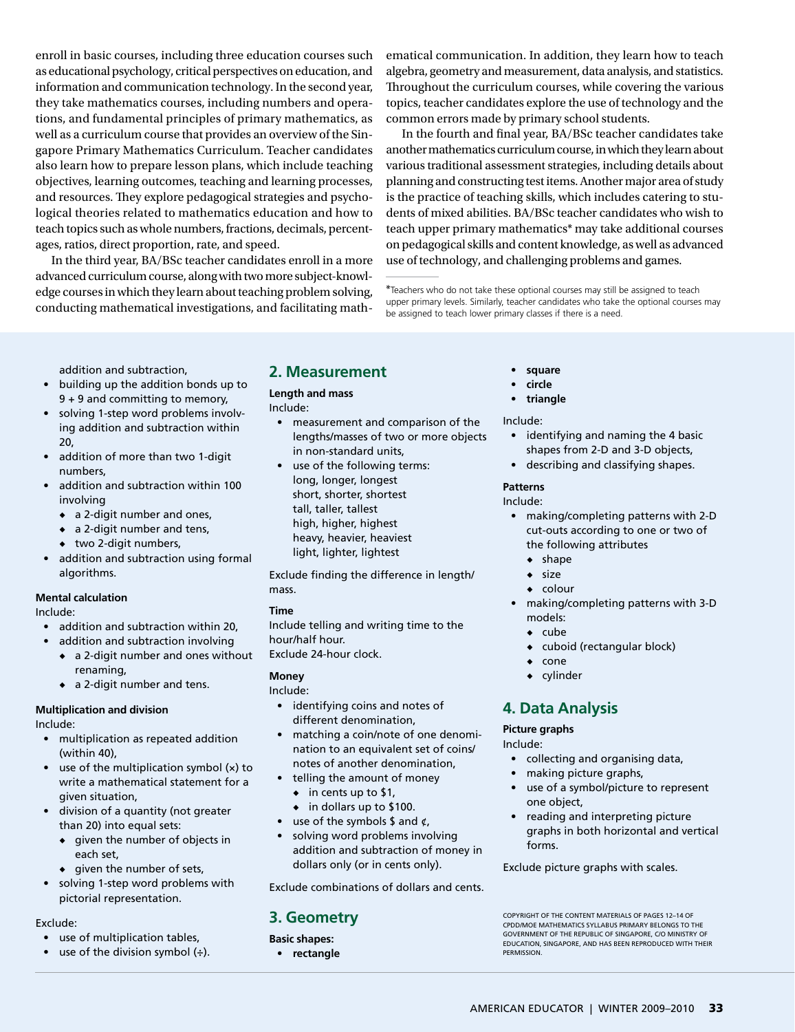enroll in basic courses, including three education courses such as educational psychology, critical perspectives on education, and information and communication technology. In the second year, they take mathematics courses, including numbers and operations, and fundamental principles of primary mathematics, as well as a curriculum course that provides an overview of the Singapore Primary Mathematics Curriculum. Teacher candidates also learn how to prepare lesson plans, which include teaching objectives, learning outcomes, teaching and learning processes, and resources. They explore pedagogical strategies and psychological theories related to mathematics education and how to teach topics such as whole numbers, fractions, decimals, percentages, ratios, direct proportion, rate, and speed.

In the third year, BA/BSc teacher candidates enroll in a more advanced curriculum course, along with two more subject-knowledge courses in which they learn about teaching problem solving, conducting mathematical investigations, and facilitating mathematical communication. In addition, they learn how to teach algebra, geometry and measurement, data analysis, and statistics. Throughout the curriculum courses, while covering the various topics, teacher candidates explore the use of technology and the common errors made by primary school students.

In the fourth and final year, BA/BSc teacher candidates take another mathematics curriculum course, in which they learn about various traditional assessment strategies, including details about planning and constructing test items. Another major area of study is the practice of teaching skills, which includes catering to students of mixed abilities. BA/BSc teacher candidates who wish to teach upper primary mathematics* may take additional courses on pedagogical skills and content knowledge, as well as advanced use of technology, and challenging problems and games.

*Teachers who do not take these optional courses may still be assigned to teach upper primary levels. Similarly, teacher candidates who take the optional courses may be assigned to teach lower primary classes if there is a need.

---

addition and subtraction,

- building up the addition bonds up to 9 + 9 and committing to memory,
- solving 1-step word problems involving addition and subtraction within 20,
- addition of more than two 1-digit numbers,
- addition and subtraction within 100 involving
  - a 2-digit number and ones,
  - a 2-digit number and tens,
  - two 2-digit numbers,
- addition and subtraction using formal algorithms.

**Mental calculation**

Include:

- addition and subtraction within 20,
- addition and subtraction involving
  - a 2-digit number and ones without renaming,
  - a 2-digit number and tens.

**Multiplication and division**

Include:

- multiplication as repeated addition (within 40),
- use of the multiplication symbol (×) to write a mathematical statement for a given situation,
- division of a quantity (not greater than 20) into equal sets:
  - given the number of objects in each set,
  - given the number of sets,
- solving 1-step word problems with pictorial representation.

Exclude:

- use of multiplication tables,
- use of the division symbol (÷).

## 2. Measurement

**Length and mass**

Include:

- measurement and comparison of the lengths/masses of two or more objects in non-standard units,
- use of the following terms:
  long, longer, longest
  short, shorter, shortest
  tall, taller, tallest
  high, higher, highest
  heavy, heavier, heaviest
  light, lighter, lightest

Exclude finding the difference in length/mass.

**Time**

Include telling and writing time to the hour/half hour.
Exclude 24-hour clock.

**Money**

Include:

- identifying coins and notes of different denomination,
- matching a coin/note of one denomination to an equivalent set of coins/notes of another denomination,
- telling the amount of money
  - in cents up to $1,
  - in dollars up to $100.
- use of the symbols $ and ¢,
- solving word problems involving addition and subtraction of money in dollars only (or in cents only).

Exclude combinations of dollars and cents.

## 3. Geometry

**Basic shapes:**

- **rectangle**
- **square**
- **circle**
- **triangle**

Include:

- identifying and naming the 4 basic shapes from 2-D and 3-D objects,
- describing and classifying shapes.

**Patterns**

Include:

- making/completing patterns with 2-D cut-outs according to one or two of the following attributes
  - shape
  - size
  - colour
- making/completing patterns with 3-D models:
  - cube
  - cuboid (rectangular block)
  - cone
  - cylinder

## 4. Data Analysis

**Picture graphs**

Include:

- collecting and organising data,
- making picture graphs,
- use of a symbol/picture to represent one object,
- reading and interpreting picture graphs in both horizontal and vertical forms.

Exclude picture graphs with scales.

COPYRIGHT OF THE CONTENT MATERIALS OF PAGES 12–14 OF CPDD/MOE MATHEMATICS SYLLABUS PRIMARY BELONGS TO THE GOVERNMENT OF THE REPUBLIC OF SINGAPORE, C/O MINISTRY OF EDUCATION, SINGAPORE, AND HAS BEEN REPRODUCED WITH THEIR PERMISSION.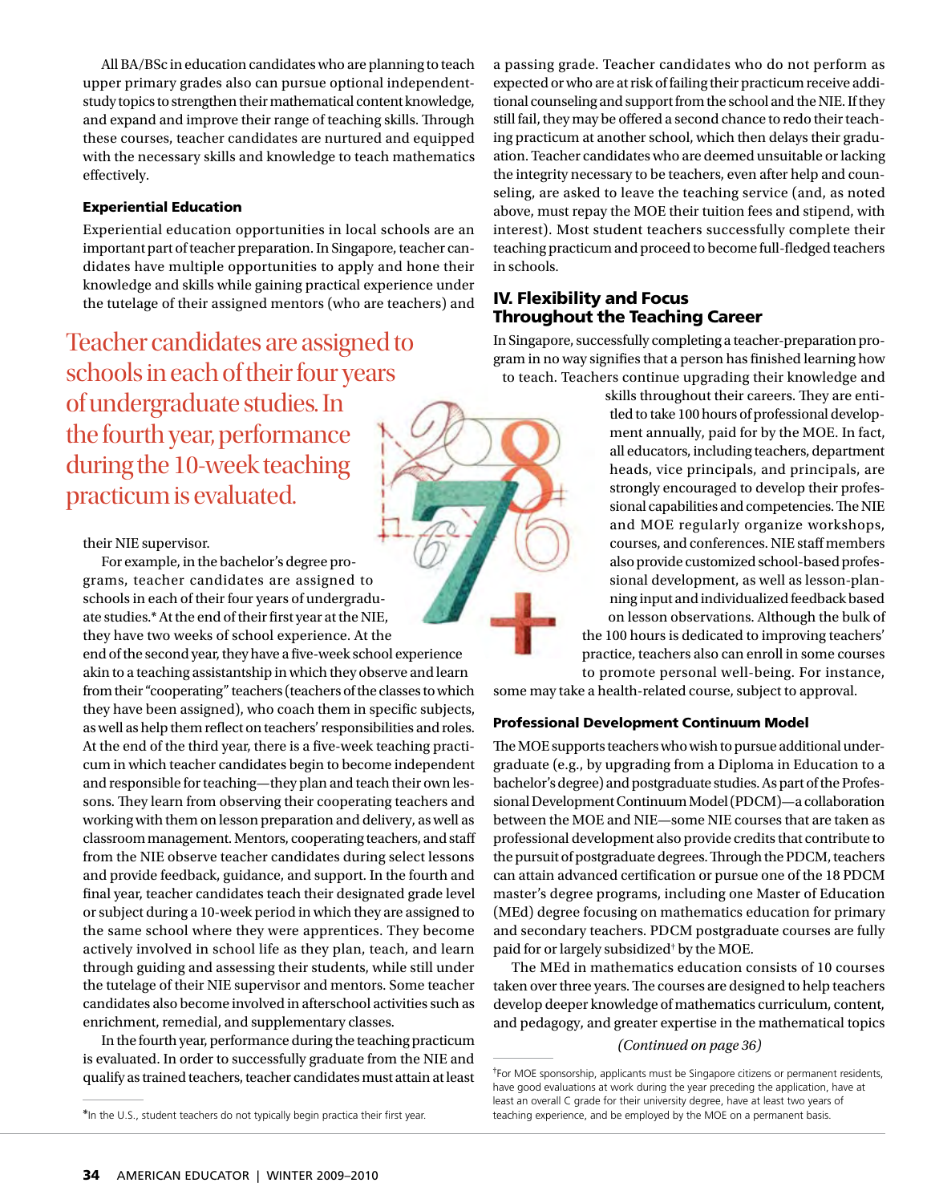All BA/BSc in education candidates who are planning to teach upper primary grades also can pursue optional independent-study topics to strengthen their mathematical content knowledge, and expand and improve their range of teaching skills. Through these courses, teacher candidates are nurtured and equipped with the necessary skills and knowledge to teach mathematics effectively.

### Experiential Education

Experiential education opportunities in local schools are an important part of teacher preparation. In Singapore, teacher candidates have multiple opportunities to apply and hone their knowledge and skills while gaining practical experience under the tutelage of their assigned mentors (who are teachers) and their NIE supervisor.

> Teacher candidates are assigned to schools in each of their four years of undergraduate studies. In the fourth year, performance during the 10-week teaching practicum is evaluated.

For example, in the bachelor's degree programs, teacher candidates are assigned to schools in each of their four years of undergraduate studies.* At the end of their first year at the NIE, they have two weeks of school experience. At the end of the second year, they have a five-week school experience akin to a teaching assistantship in which they observe and learn from their "cooperating" teachers (teachers of the classes to which they have been assigned), who coach them in specific subjects, as well as help them reflect on teachers' responsibilities and roles. At the end of the third year, there is a five-week teaching practicum in which teacher candidates begin to become independent and responsible for teaching—they plan and teach their own lessons. They learn from observing their cooperating teachers and working with them on lesson preparation and delivery, as well as classroom management. Mentors, cooperating teachers, and staff from the NIE observe teacher candidates during select lessons and provide feedback, guidance, and support. In the fourth and final year, teacher candidates teach their designated grade level or subject during a 10-week period in which they are assigned to the same school where they were apprentices. They become actively involved in school life as they plan, teach, and learn through guiding and assessing their students, while still under the tutelage of their NIE supervisor and mentors. Some teacher candidates also become involved in afterschool activities such as enrichment, remedial, and supplementary classes.

In the fourth year, performance during the teaching practicum is evaluated. In order to successfully graduate from the NIE and qualify as trained teachers, teacher candidates must attain at least a passing grade. Teacher candidates who do not perform as expected or who are at risk of failing their practicum receive additional counseling and support from the school and the NIE. If they still fail, they may be offered a second chance to redo their teaching practicum at another school, which then delays their graduation. Teacher candidates who are deemed unsuitable or lacking the integrity necessary to be teachers, even after help and counseling, are asked to leave the teaching service (and, as noted above, must repay the MOE their tuition fees and stipend, with interest). Most student teachers successfully complete their teaching practicum and proceed to become full-fledged teachers in schools.

## IV. Flexibility and Focus Throughout the Teaching Career

In Singapore, successfully completing a teacher-preparation program in no way signifies that a person has finished learning how to teach. Teachers continue upgrading their knowledge and skills throughout their careers. They are entitled to take 100 hours of professional development annually, paid for by the MOE. In fact, all educators, including teachers, department heads, vice principals, and principals, are strongly encouraged to develop their professional capabilities and competencies. The NIE and MOE regularly organize workshops, courses, and conferences. NIE staff members also provide customized school-based professional development, as well as lesson-planning input and individualized feedback based on lesson observations. Although the bulk of the 100 hours is dedicated to improving teachers' practice, teachers also can enroll in some courses to promote personal well-being. For instance, some may take a health-related course, subject to approval.

### Professional Development Continuum Model

The MOE supports teachers who wish to pursue additional undergraduate (e.g., by upgrading from a Diploma in Education to a bachelor's degree) and postgraduate studies. As part of the Professional Development Continuum Model (PDCM)—a collaboration between the MOE and NIE—some NIE courses that are taken as professional development also provide credits that contribute to the pursuit of postgraduate degrees. Through the PDCM, teachers can attain advanced certification or pursue one of the 18 PDCM master's degree programs, including one Master of Education (MEd) degree focusing on mathematics education for primary and secondary teachers. PDCM postgraduate courses are fully paid for or largely subsidized† by the MOE.

The MEd in mathematics education consists of 10 courses taken over three years. The courses are designed to help teachers develop deeper knowledge of mathematics curriculum, content, and pedagogy, and greater expertise in the mathematical topics

*(Continued on page 36)*

---

*In the U.S., student teachers do not typically begin practica their first year.

†For MOE sponsorship, applicants must be Singapore citizens or permanent residents, have good evaluations at work during the year preceding the application, have at least an overall C grade for their university degree, have at least two years of teaching experience, and be employed by the MOE on a permanent basis.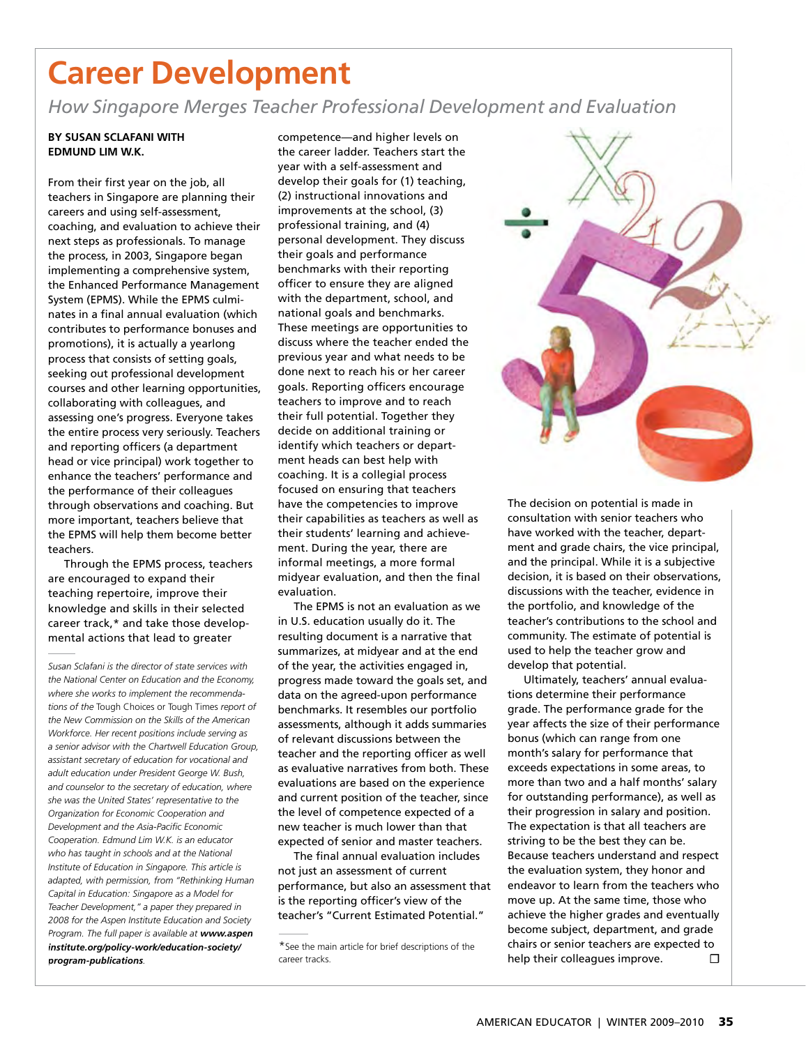# Career Development

## *How Singapore Merges Teacher Professional Development and Evaluation*

**BY SUSAN SCLAFANI WITH EDMUND LIM W.K.**

From their first year on the job, all teachers in Singapore are planning their careers and using self-assessment, coaching, and evaluation to achieve their next steps as professionals. To manage the process, in 2003, Singapore began implementing a comprehensive system, the Enhanced Performance Management System (EPMS). While the EPMS culminates in a final annual evaluation (which contributes to performance bonuses and promotions), it is actually a yearlong process that consists of setting goals, seeking out professional development courses and other learning opportunities, collaborating with colleagues, and assessing one's progress. Everyone takes the entire process very seriously. Teachers and reporting officers (a department head or vice principal) work together to enhance the teachers' performance and the performance of their colleagues through observations and coaching. But more important, teachers believe that the EPMS will help them become better teachers.

Through the EPMS process, teachers are encouraged to expand their teaching repertoire, improve their knowledge and skills in their selected career track,* and take those developmental actions that lead to greater competence—and higher levels on the career ladder. Teachers start the year with a self-assessment and develop their goals for (1) teaching, (2) instructional innovations and improvements at the school, (3) professional training, and (4) personal development. They discuss their goals and performance benchmarks with their reporting officer to ensure they are aligned with the department, school, and national goals and benchmarks. These meetings are opportunities to discuss where the teacher ended the previous year and what needs to be done next to reach his or her career goals. Reporting officers encourage teachers to improve and to reach their full potential. Together they decide on additional training or identify which teachers or department heads can best help with coaching. It is a collegial process focused on ensuring that teachers have the competencies to improve their capabilities as teachers as well as their students' learning and achievement. During the year, there are informal meetings, a more formal midyear evaluation, and then the final evaluation.

The EPMS is not an evaluation as we in U.S. education usually do it. The resulting document is a narrative that summarizes, at midyear and at the end of the year, the activities engaged in, progress made toward the goals set, and data on the agreed-upon performance benchmarks. It resembles our portfolio assessments, although it adds summaries of relevant discussions between the teacher and the reporting officer as well as evaluative narratives from both. These evaluations are based on the experience and current position of the teacher, since the level of competence expected of a new teacher is much lower than that expected of senior and master teachers.

The final annual evaluation includes not just an assessment of current performance, but also an assessment that is the reporting officer's view of the teacher's "Current Estimated Potential." The decision on potential is made in consultation with senior teachers who have worked with the teacher, department and grade chairs, the vice principal, and the principal. While it is a subjective decision, it is based on their observations, discussions with the teacher, evidence in the portfolio, and knowledge of the teacher's contributions to the school and community. The estimate of potential is used to help the teacher grow and develop that potential.

Ultimately, teachers' annual evaluations determine their performance grade. The performance grade for the year affects the size of their performance bonus (which can range from one month's salary for performance that exceeds expectations in some areas, to more than two and a half months' salary for outstanding performance), as well as their progression in salary and position. The expectation is that all teachers are striving to be the best they can be. Because teachers understand and respect the evaluation system, they honor and endeavor to learn from the teachers who move up. At the same time, those who achieve the higher grades and eventually become subject, department, and grade chairs or senior teachers are expected to help their colleagues improve. ☐

---

*Susan Sclafani is the director of state services with the National Center on Education and the Economy, where she works to implement the recommendations of the* Tough Choices or Tough Times *report of the New Commission on the Skills of the American Workforce. Her recent positions include serving as a senior advisor with the Chartwell Education Group, assistant secretary of education for vocational and adult education under President George W. Bush, and counselor to the secretary of education, where she was the United States' representative to the Organization for Economic Cooperation and Development and the Asia-Pacific Economic Cooperation. Edmund Lim W.K. is an educator who has taught in schools and at the National Institute of Education in Singapore. This article is adapted, with permission, from "Rethinking Human Capital in Education: Singapore as a Model for Teacher Development," a paper they prepared in 2008 for the Aspen Institute Education and Society Program. The full paper is available at* ***www.aspeninstitute.org/policy-work/education-society/program-publications****.*

*See the main article for brief descriptions of the career tracks.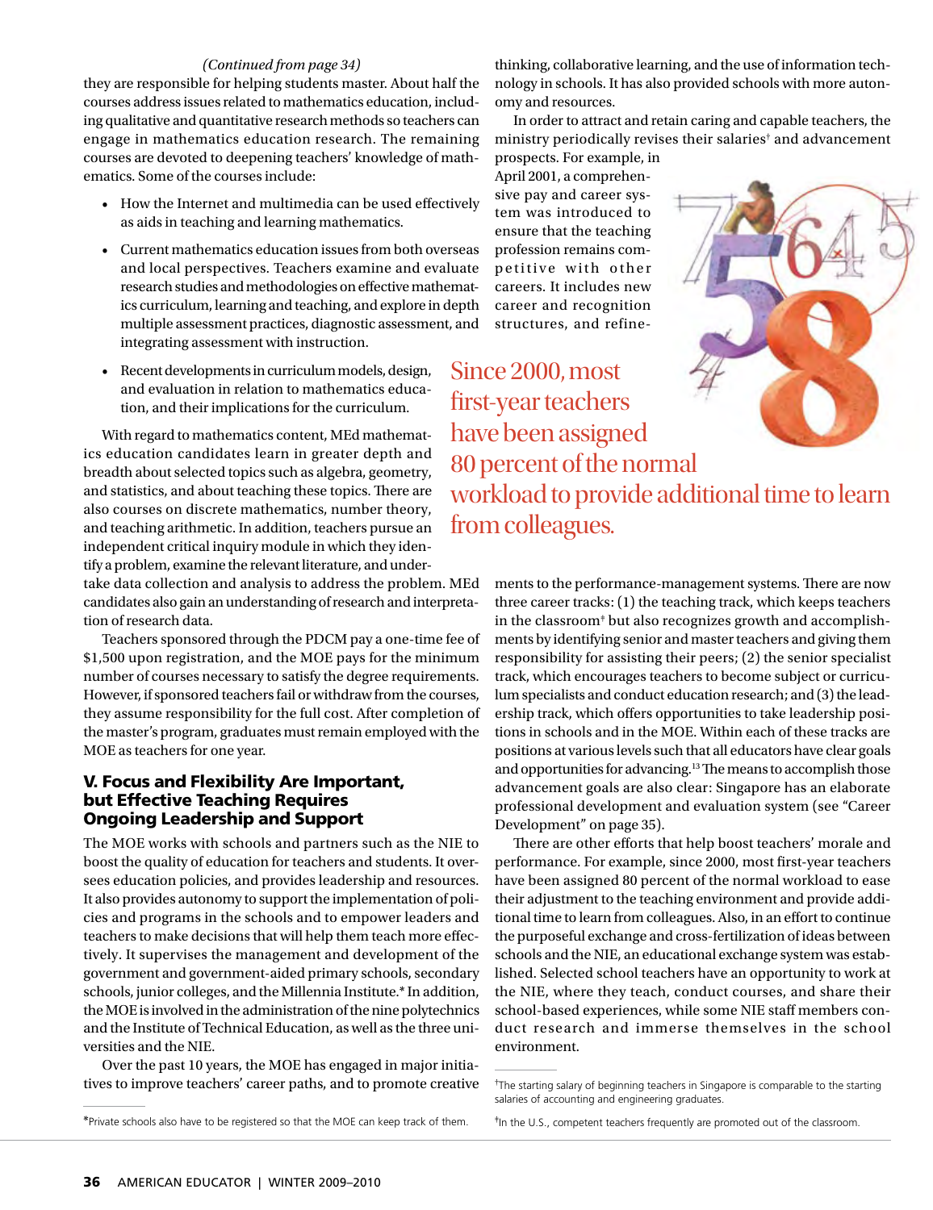*(Continued from page 34)*

they are responsible for helping students master. About half the courses address issues related to mathematics education, including qualitative and quantitative research methods so teachers can engage in mathematics education research. The remaining courses are devoted to deepening teachers' knowledge of mathematics. Some of the courses include:

- How the Internet and multimedia can be used effectively as aids in teaching and learning mathematics.
- Current mathematics education issues from both overseas and local perspectives. Teachers examine and evaluate research studies and methodologies on effective mathematics curriculum, learning and teaching, and explore in depth multiple assessment practices, diagnostic assessment, and integrating assessment with instruction.
- Recent developments in curriculum models, design, and evaluation in relation to mathematics education, and their implications for the curriculum.

With regard to mathematics content, MEd mathematics education candidates learn in greater depth and breadth about selected topics such as algebra, geometry, and statistics, and about teaching these topics. There are also courses on discrete mathematics, number theory, and teaching arithmetic. In addition, teachers pursue an independent critical inquiry module in which they identify a problem, examine the relevant literature, and undertake data collection and analysis to address the problem. MEd candidates also gain an understanding of research and interpretation of research data.

Teachers sponsored through the PDCM pay a one-time fee of $1,500 upon registration, and the MOE pays for the minimum number of courses necessary to satisfy the degree requirements. However, if sponsored teachers fail or withdraw from the courses, they assume responsibility for the full cost. After completion of the master's program, graduates must remain employed with the MOE as teachers for one year.

## V. Focus and Flexibility Are Important, but Effective Teaching Requires Ongoing Leadership and Support

The MOE works with schools and partners such as the NIE to boost the quality of education for teachers and students. It oversees education policies, and provides leadership and resources. It also provides autonomy to support the implementation of policies and programs in the schools and to empower leaders and teachers to make decisions that will help them teach more effectively. It supervises the management and development of the government and government-aided primary schools, secondary schools, junior colleges, and the Millennia Institute.* In addition, the MOE is involved in the administration of the nine polytechnics and the Institute of Technical Education, as well as the three universities and the NIE.

Over the past 10 years, the MOE has engaged in major initiatives to improve teachers' career paths, and to promote creative thinking, collaborative learning, and the use of information technology in schools. It has also provided schools with more autonomy and resources.

In order to attract and retain caring and capable teachers, the ministry periodically revises their salaries† and advancement prospects. For example, in April 2001, a comprehensive pay and career system was introduced to ensure that the teaching profession remains competitive with other careers. It includes new career and recognition structures, and refinements to the performance-management systems. There are now three career tracks: (1) the teaching track, which keeps teachers in the classroom‡ but also recognizes growth and accomplishments by identifying senior and master teachers and giving them responsibility for assisting their peers; (2) the senior specialist track, which encourages teachers to become subject or curriculum specialists and conduct education research; and (3) the leadership track, which offers opportunities to take leadership positions in schools and in the MOE. Within each of these tracks are positions at various levels such that all educators have clear goals and opportunities for advancing.[13] The means to accomplish those advancement goals are also clear: Singapore has an elaborate professional development and evaluation system (see "Career Development" on page 35).

Since 2000, most first-year teachers have been assigned 80 percent of the normal workload to provide additional time to learn from colleagues.

There are other efforts that help boost teachers' morale and performance. For example, since 2000, most first-year teachers have been assigned 80 percent of the normal workload to ease their adjustment to the teaching environment and provide additional time to learn from colleagues. Also, in an effort to continue the purposeful exchange and cross-fertilization of ideas between schools and the NIE, an educational exchange system was established. Selected school teachers have an opportunity to work at the NIE, where they teach, conduct courses, and share their school-based experiences, while some NIE staff members conduct research and immerse themselves in the school environment.

---

*Private schools also have to be registered so that the MOE can keep track of them.

†The starting salary of beginning teachers in Singapore is comparable to the starting salaries of accounting and engineering graduates.

‡In the U.S., competent teachers frequently are promoted out of the classroom.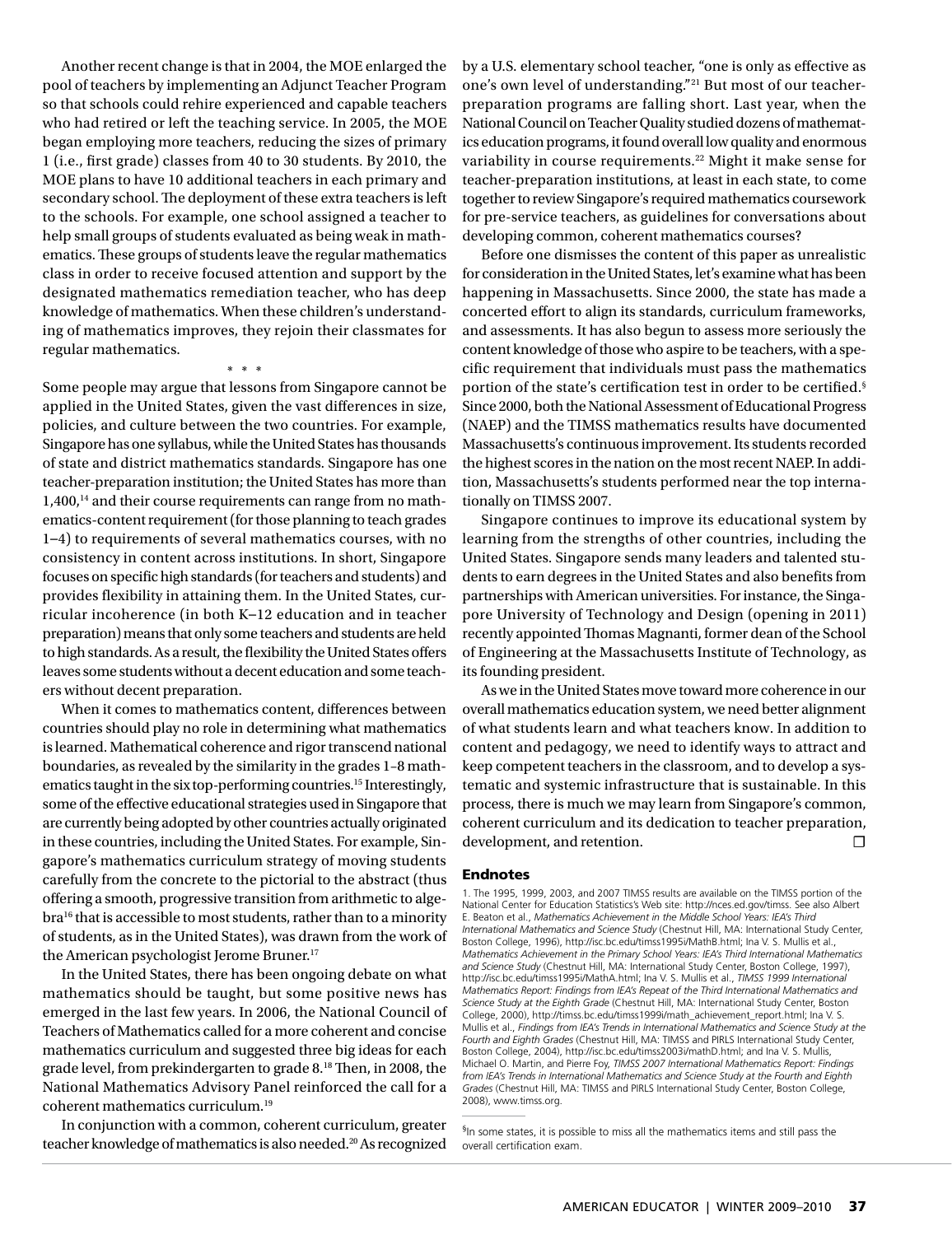Another recent change is that in 2004, the MOE enlarged the pool of teachers by implementing an Adjunct Teacher Program so that schools could rehire experienced and capable teachers who had retired or left the teaching service. In 2005, the MOE began employing more teachers, reducing the sizes of primary 1 (i.e., first grade) classes from 40 to 30 students. By 2010, the MOE plans to have 10 additional teachers in each primary and secondary school. The deployment of these extra teachers is left to the schools. For example, one school assigned a teacher to help small groups of students evaluated as being weak in mathematics. These groups of students leave the regular mathematics class in order to receive focused attention and support by the designated mathematics remediation teacher, who has deep knowledge of mathematics. When these children's understanding of mathematics improves, they rejoin their classmates for regular mathematics.

\* \* \*

Some people may argue that lessons from Singapore cannot be applied in the United States, given the vast differences in size, policies, and culture between the two countries. For example, Singapore has one syllabus, while the United States has thousands of state and district mathematics standards. Singapore has one teacher-preparation institution; the United States has more than 1,400,[14] and their course requirements can range from no mathematics-content requirement (for those planning to teach grades 1–4) to requirements of several mathematics courses, with no consistency in content across institutions. In short, Singapore focuses on specific high standards (for teachers and students) and provides flexibility in attaining them. In the United States, curricular incoherence (in both K–12 education and in teacher preparation) means that only some teachers and students are held to high standards. As a result, the flexibility the United States offers leaves some students without a decent education and some teachers without decent preparation.

When it comes to mathematics content, differences between countries should play no role in determining what mathematics is learned. Mathematical coherence and rigor transcend national boundaries, as revealed by the similarity in the grades 1–8 mathematics taught in the six top-performing countries.[15] Interestingly, some of the effective educational strategies used in Singapore that are currently being adopted by other countries actually originated in these countries, including the United States. For example, Singapore's mathematics curriculum strategy of moving students carefully from the concrete to the pictorial to the abstract (thus offering a smooth, progressive transition from arithmetic to algebra[16] that is accessible to most students, rather than to a minority of students, as in the United States), was drawn from the work of the American psychologist Jerome Bruner.[17]

In the United States, there has been ongoing debate on what mathematics should be taught, but some positive news has emerged in the last few years. In 2006, the National Council of Teachers of Mathematics called for a more coherent and concise mathematics curriculum and suggested three big ideas for each grade level, from prekindergarten to grade 8.[18] Then, in 2008, the National Mathematics Advisory Panel reinforced the call for a coherent mathematics curriculum.[19]

In conjunction with a common, coherent curriculum, greater teacher knowledge of mathematics is also needed.[20] As recognized by a U.S. elementary school teacher, "one is only as effective as one's own level of understanding."[21] But most of our teacher-preparation programs are falling short. Last year, when the National Council on Teacher Quality studied dozens of mathematics education programs, it found overall low quality and enormous variability in course requirements.[22] Might it make sense for teacher-preparation institutions, at least in each state, to come together to review Singapore's required mathematics coursework for pre-service teachers, as guidelines for conversations about developing common, coherent mathematics courses?

Before one dismisses the content of this paper as unrealistic for consideration in the United States, let's examine what has been happening in Massachusetts. Since 2000, the state has made a concerted effort to align its standards, curriculum frameworks, and assessments. It has also begun to assess more seriously the content knowledge of those who aspire to be teachers, with a specific requirement that individuals must pass the mathematics portion of the state's certification test in order to be certified.[§] Since 2000, both the National Assessment of Educational Progress (NAEP) and the TIMSS mathematics results have documented Massachusetts's continuous improvement. Its students recorded the highest scores in the nation on the most recent NAEP. In addition, Massachusetts's students performed near the top internationally on TIMSS 2007.

Singapore continues to improve its educational system by learning from the strengths of other countries, including the United States. Singapore sends many leaders and talented students to earn degrees in the United States and also benefits from partnerships with American universities. For instance, the Singapore University of Technology and Design (opening in 2011) recently appointed Thomas Magnanti, former dean of the School of Engineering at the Massachusetts Institute of Technology, as its founding president.

As we in the United States move toward more coherence in our overall mathematics education system, we need better alignment of what students learn and what teachers know. In addition to content and pedagogy, we need to identify ways to attract and keep competent teachers in the classroom, and to develop a systematic and systemic infrastructure that is sustainable. In this process, there is much we may learn from Singapore's common, coherent curriculum and its dedication to teacher preparation, development, and retention. ☐

## Endnotes

1. The 1995, 1999, 2003, and 2007 TIMSS results are available on the TIMSS portion of the National Center for Education Statistics's Web site: http://nces.ed.gov/timss. See also Albert E. Beaton et al., *Mathematics Achievement in the Middle School Years: IEA's Third International Mathematics and Science Study* (Chestnut Hill, MA: International Study Center, Boston College, 1996), http://isc.bc.edu/timss1995i/MathB.html; Ina V. S. Mullis et al., *Mathematics Achievement in the Primary School Years: IEA's Third International Mathematics and Science Study* (Chestnut Hill, MA: International Study Center, Boston College, 1997), http://isc.bc.edu/timss1995i/MathA.html; Ina V. S. Mullis et al., *TIMSS 1999 International Mathematics Report: Findings from IEA's Repeat of the Third International Mathematics and Science Study at the Eighth Grade* (Chestnut Hill, MA: International Study Center, Boston College, 2000), http://timss.bc.edu/timss1999i/math_achievement_report.html; Ina V. S. Mullis et al., *Findings from IEA's Trends in International Mathematics and Science Study at the Fourth and Eighth Grades* (Chestnut Hill, MA: TIMSS and PIRLS International Study Center, Boston College, 2004), http://isc.bc.edu/timss2003i/mathD.html; and Ina V. S. Mullis, Michael O. Martin, and Pierre Foy, *TIMSS 2007 International Mathematics Report: Findings from IEA's Trends in International Mathematics and Science Study at the Fourth and Eighth Grades* (Chestnut Hill, MA: TIMSS and PIRLS International Study Center, Boston College, 2008), www.timss.org.

---

[§]In some states, it is possible to miss all the mathematics items and still pass the overall certification exam.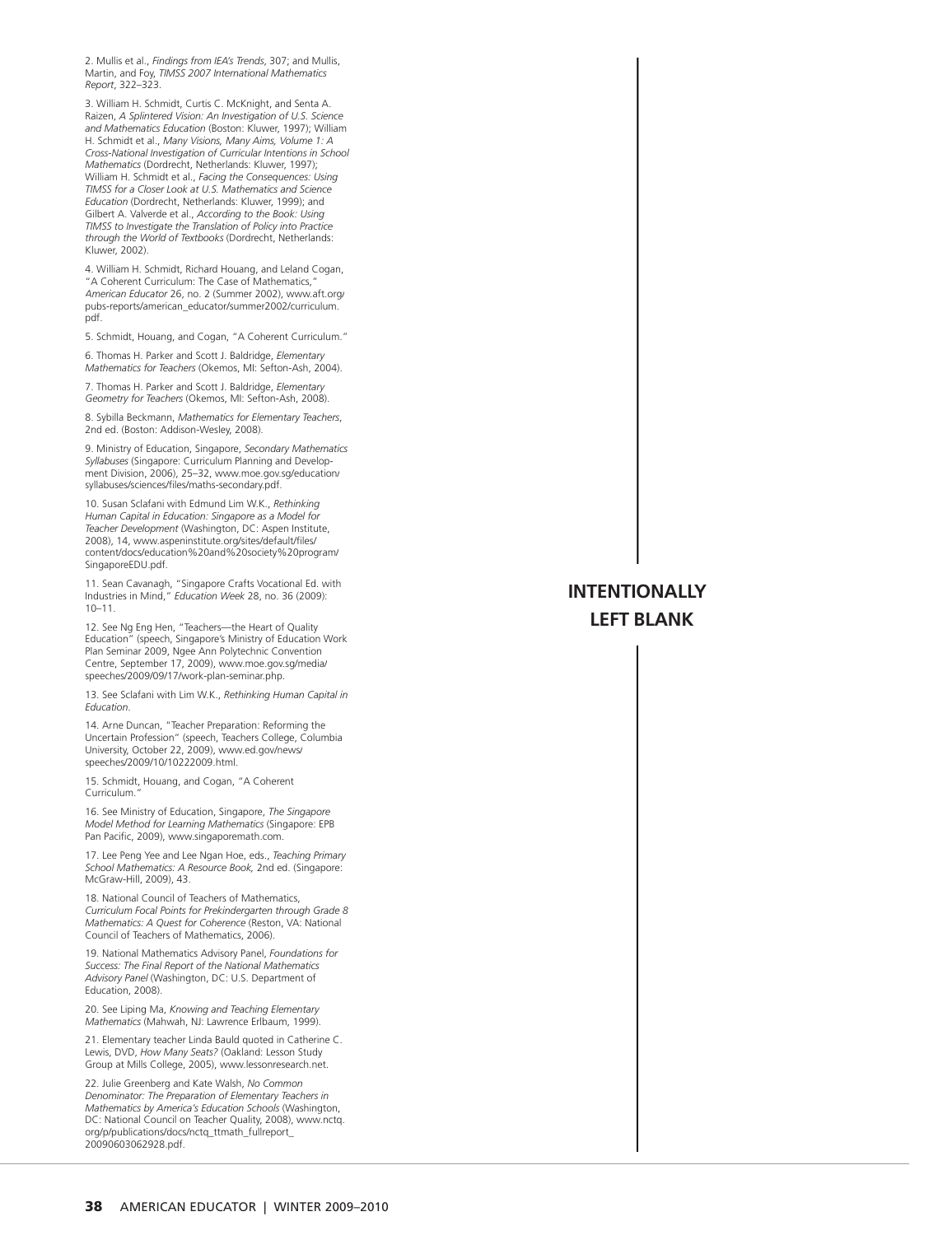2. Mullis et al., *Findings from IEA's Trends*, 307; and Mullis, Martin, and Foy, *TIMSS 2007 International Mathematics Report*, 322–323.

3. William H. Schmidt, Curtis C. McKnight, and Senta A. Raizen, *A Splintered Vision: An Investigation of U.S. Science and Mathematics Education* (Boston: Kluwer, 1997); William H. Schmidt et al., *Many Visions, Many Aims, Volume 1: A Cross-National Investigation of Curricular Intentions in School Mathematics* (Dordrecht, Netherlands: Kluwer, 1997); William H. Schmidt et al., *Facing the Consequences: Using TIMSS for a Closer Look at U.S. Mathematics and Science Education* (Dordrecht, Netherlands: Kluwer, 1999); and Gilbert A. Valverde et al., *According to the Book: Using TIMSS to Investigate the Translation of Policy into Practice through the World of Textbooks* (Dordrecht, Netherlands: Kluwer, 2002).

4. William H. Schmidt, Richard Houang, and Leland Cogan, "A Coherent Curriculum: The Case of Mathematics," *American Educator* 26, no. 2 (Summer 2002), www.aft.org/pubs-reports/american_educator/summer2002/curriculum.pdf.

5. Schmidt, Houang, and Cogan, "A Coherent Curriculum."

6. Thomas H. Parker and Scott J. Baldridge, *Elementary Mathematics for Teachers* (Okemos, MI: Sefton-Ash, 2004).

7. Thomas H. Parker and Scott J. Baldridge, *Elementary Geometry for Teachers* (Okemos, MI: Sefton-Ash, 2008).

8. Sybilla Beckmann, *Mathematics for Elementary Teachers*, 2nd ed. (Boston: Addison-Wesley, 2008).

9. Ministry of Education, Singapore, *Secondary Mathematics Syllabuses* (Singapore: Curriculum Planning and Development Division, 2006), 25–32, www.moe.gov.sg/education/syllabuses/sciences/files/maths-secondary.pdf.

10. Susan Sclafani with Edmund Lim W.K., *Rethinking Human Capital in Education: Singapore as a Model for Teacher Development* (Washington, DC: Aspen Institute, 2008), 14, www.aspeninstitute.org/sites/default/files/content/docs/education%20and%20society%20program/SingaporeEDU.pdf.

11. Sean Cavanagh, "Singapore Crafts Vocational Ed. with Industries in Mind," *Education Week* 28, no. 36 (2009): 10–11.

12. See Ng Eng Hen, "Teachers—the Heart of Quality Education" (speech, Singapore's Ministry of Education Work Plan Seminar 2009, Ngee Ann Polytechnic Convention Centre, September 17, 2009), www.moe.gov.sg/media/speeches/2009/09/17/work-plan-seminar.php.

13. See Sclafani with Lim W.K., *Rethinking Human Capital in Education*.

14. Arne Duncan, "Teacher Preparation: Reforming the Uncertain Profession" (speech, Teachers College, Columbia University, October 22, 2009), www.ed.gov/news/speeches/2009/10/10222009.html.

15. Schmidt, Houang, and Cogan, "A Coherent Curriculum."

16. See Ministry of Education, Singapore, *The Singapore Model Method for Learning Mathematics* (Singapore: EPB Pan Pacific, 2009), www.singaporemath.com.

17. Lee Peng Yee and Lee Ngan Hoe, eds., *Teaching Primary School Mathematics: A Resource Book,* 2nd ed. (Singapore: McGraw-Hill, 2009), 43.

18. National Council of Teachers of Mathematics, *Curriculum Focal Points for Prekindergarten through Grade 8 Mathematics: A Quest for Coherence* (Reston, VA: National Council of Teachers of Mathematics, 2006).

19. National Mathematics Advisory Panel, *Foundations for Success: The Final Report of the National Mathematics Advisory Panel* (Washington, DC: U.S. Department of Education, 2008).

20. See Liping Ma, *Knowing and Teaching Elementary Mathematics* (Mahwah, NJ: Lawrence Erlbaum, 1999).

21. Elementary teacher Linda Bauld quoted in Catherine C. Lewis, DVD, *How Many Seats?* (Oakland: Lesson Study Group at Mills College, 2005), www.lessonresearch.net.

22. Julie Greenberg and Kate Walsh, *No Common Denominator: The Preparation of Elementary Teachers in Mathematics by America's Education Schools* (Washington, DC: National Council on Teacher Quality, 2008), www.nctq.org/p/publications/docs/nctq_ttmath_fullreport_20090603062928.pdf.

**INTENTIONALLY LEFT BLANK**